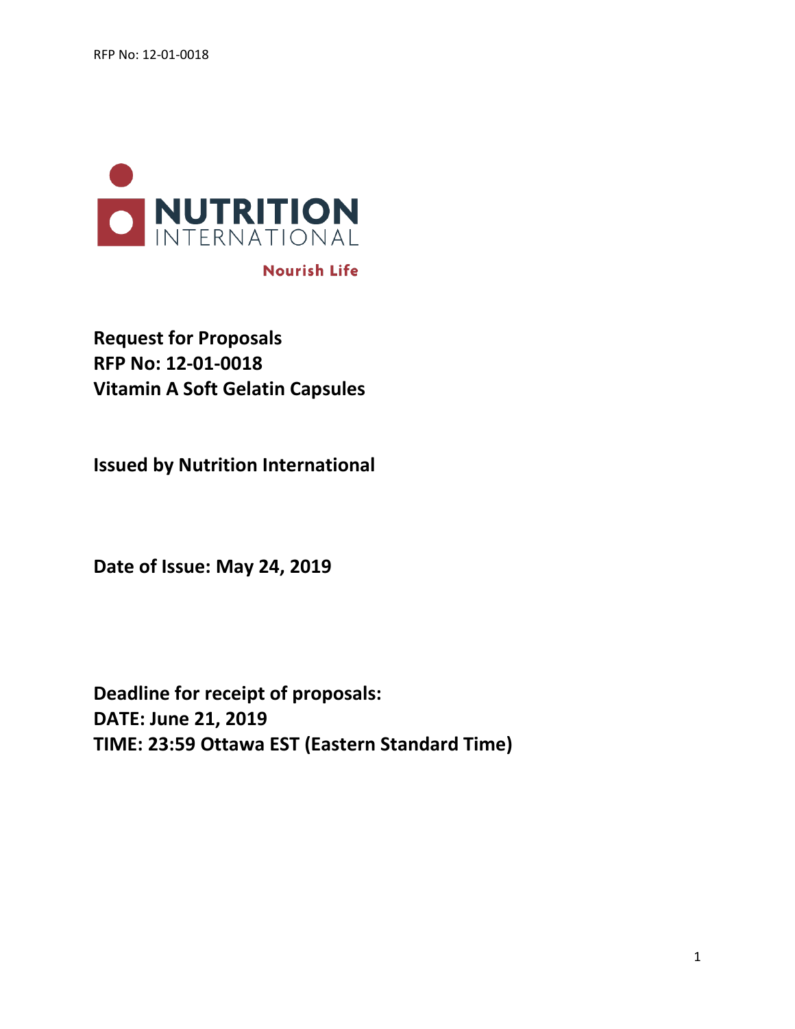NUTRITION INTERNATIONAL

Nourish Life

**Request for Proposals**
**RFP No: 12-01-0018**
**Vitamin A Soft Gelatin Capsules**

**Issued by Nutrition International**

**Date of Issue: May 24, 2019**

**Deadline for receipt of proposals:**
**DATE: June 21, 2019**
**TIME: 23:59 Ottawa EST (Eastern Standard Time)**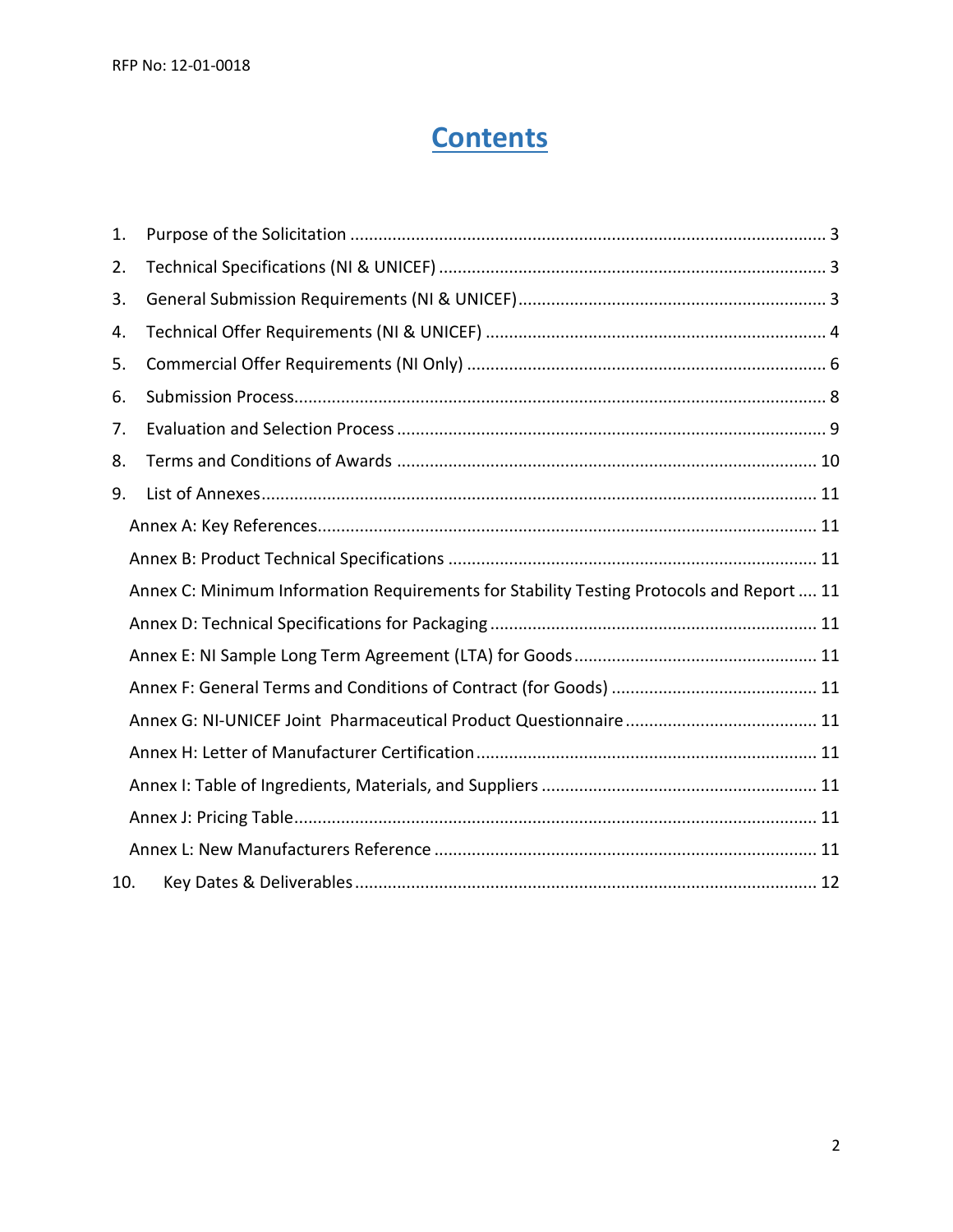# Contents

1. Purpose of the Solicitation ........................................................................................................ 3
2. Technical Specifications (NI & UNICEF) ..................................................................................... 3
3. General Submission Requirements (NI & UNICEF) ..................................................................... 3
4. Technical Offer Requirements (NI & UNICEF) ............................................................................. 4
5. Commercial Offer Requirements (NI Only) ................................................................................. 6
6. Submission Process ..................................................................................................................... 8
7. Evaluation and Selection Process ................................................................................................ 9
8. Terms and Conditions of Awards ............................................................................................... 10
9. List of Annexes ........................................................................................................................... 11
   - Annex A: Key References ........................................................................................................ 11
   - Annex B: Product Technical Specifications ............................................................................. 11
   - Annex C: Minimum Information Requirements for Stability Testing Protocols and Report .... 11
   - Annex D: Technical Specifications for Packaging ..................................................................... 11
   - Annex E: NI Sample Long Term Agreement (LTA) for Goods ................................................... 11
   - Annex F: General Terms and Conditions of Contract (for Goods) ........................................... 11
   - Annex G: NI-UNICEF Joint Pharmaceutical Product Questionnaire ......................................... 11
   - Annex H: Letter of Manufacturer Certification ........................................................................ 11
   - Annex I: Table of Ingredients, Materials, and Suppliers ........................................................... 11
   - Annex J: Pricing Table .............................................................................................................. 11
   - Annex L: New Manufacturers Reference ................................................................................. 11
10. Key Dates & Deliverables .......................................................................................................... 12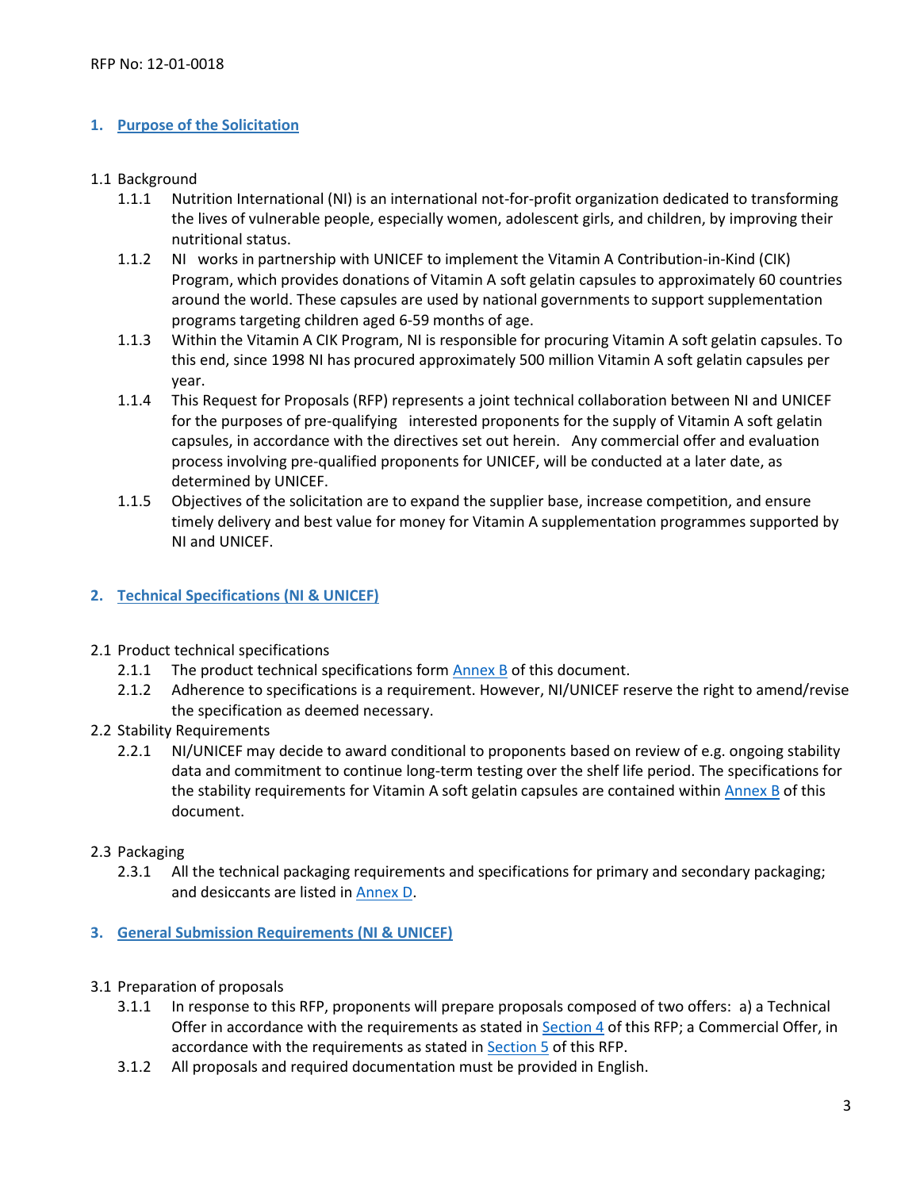## 1. Purpose of the Solicitation

1.1 Background

1.1.1 Nutrition International (NI) is an international not-for-profit organization dedicated to transforming the lives of vulnerable people, especially women, adolescent girls, and children, by improving their nutritional status.

1.1.2 NI works in partnership with UNICEF to implement the Vitamin A Contribution-in-Kind (CIK) Program, which provides donations of Vitamin A soft gelatin capsules to approximately 60 countries around the world. These capsules are used by national governments to support supplementation programs targeting children aged 6-59 months of age.

1.1.3 Within the Vitamin A CIK Program, NI is responsible for procuring Vitamin A soft gelatin capsules. To this end, since 1998 NI has procured approximately 500 million Vitamin A soft gelatin capsules per year.

1.1.4 This Request for Proposals (RFP) represents a joint technical collaboration between NI and UNICEF for the purposes of pre-qualifying interested proponents for the supply of Vitamin A soft gelatin capsules, in accordance with the directives set out herein. Any commercial offer and evaluation process involving pre-qualified proponents for UNICEF, will be conducted at a later date, as determined by UNICEF.

1.1.5 Objectives of the solicitation are to expand the supplier base, increase competition, and ensure timely delivery and best value for money for Vitamin A supplementation programmes supported by NI and UNICEF.

## 2. Technical Specifications (NI & UNICEF)

2.1 Product technical specifications

2.1.1 The product technical specifications form Annex B of this document.

2.1.2 Adherence to specifications is a requirement. However, NI/UNICEF reserve the right to amend/revise the specification as deemed necessary.

2.2 Stability Requirements

2.2.1 NI/UNICEF may decide to award conditional to proponents based on review of e.g. ongoing stability data and commitment to continue long-term testing over the shelf life period. The specifications for the stability requirements for Vitamin A soft gelatin capsules are contained within Annex B of this document.

2.3 Packaging

2.3.1 All the technical packaging requirements and specifications for primary and secondary packaging; and desiccants are listed in Annex D.

## 3. General Submission Requirements (NI & UNICEF)

3.1 Preparation of proposals

3.1.1 In response to this RFP, proponents will prepare proposals composed of two offers: a) a Technical Offer in accordance with the requirements as stated in Section 4 of this RFP; a Commercial Offer, in accordance with the requirements as stated in Section 5 of this RFP.

3.1.2 All proposals and required documentation must be provided in English.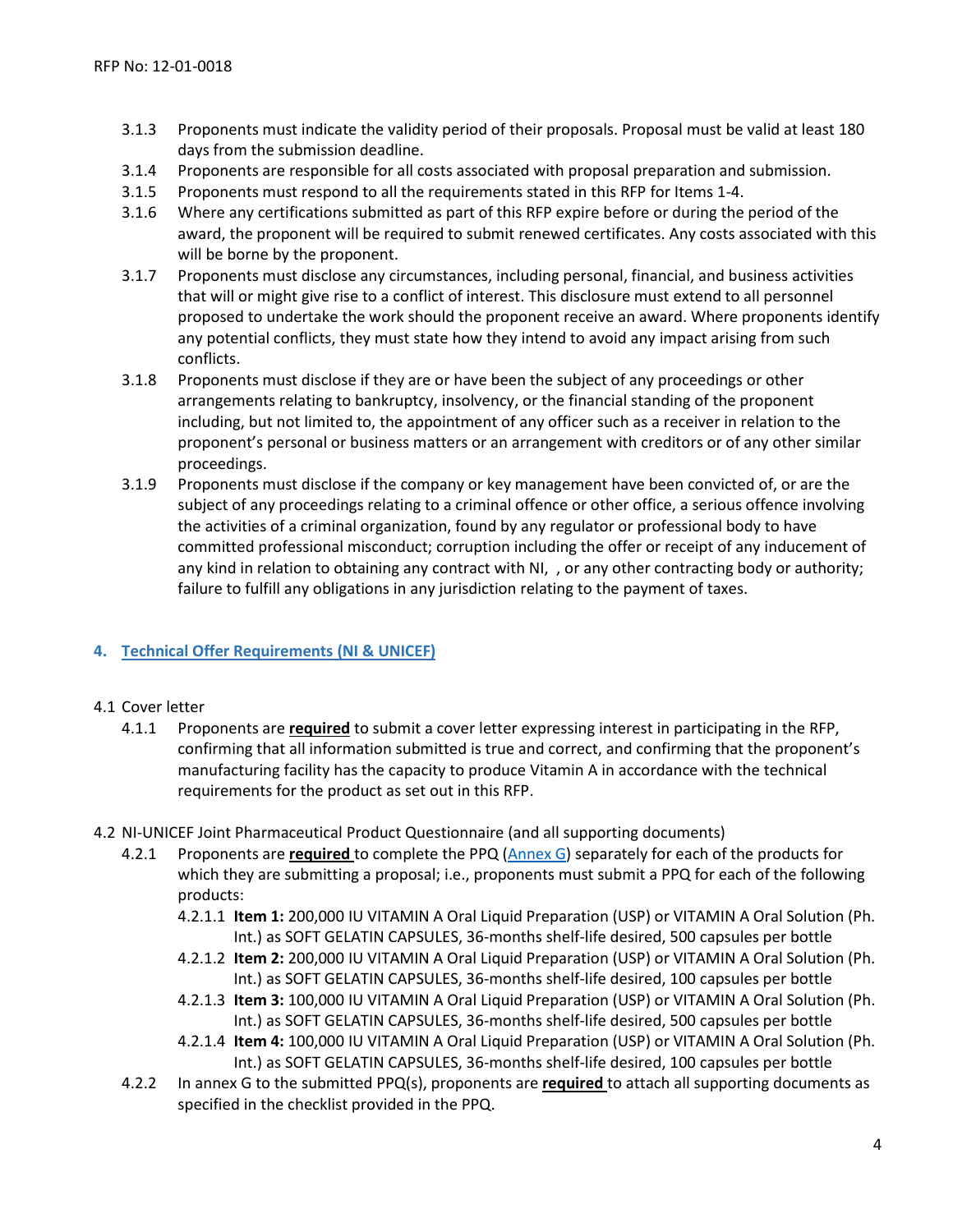3.1.3 Proponents must indicate the validity period of their proposals. Proposal must be valid at least 180 days from the submission deadline.

3.1.4 Proponents are responsible for all costs associated with proposal preparation and submission.

3.1.5 Proponents must respond to all the requirements stated in this RFP for Items 1-4.

3.1.6 Where any certifications submitted as part of this RFP expire before or during the period of the award, the proponent will be required to submit renewed certificates. Any costs associated with this will be borne by the proponent.

3.1.7 Proponents must disclose any circumstances, including personal, financial, and business activities that will or might give rise to a conflict of interest. This disclosure must extend to all personnel proposed to undertake the work should the proponent receive an award. Where proponents identify any potential conflicts, they must state how they intend to avoid any impact arising from such conflicts.

3.1.8 Proponents must disclose if they are or have been the subject of any proceedings or other arrangements relating to bankruptcy, insolvency, or the financial standing of the proponent including, but not limited to, the appointment of any officer such as a receiver in relation to the proponent's personal or business matters or an arrangement with creditors or of any other similar proceedings.

3.1.9 Proponents must disclose if the company or key management have been convicted of, or are the subject of any proceedings relating to a criminal offence or other office, a serious offence involving the activities of a criminal organization, found by any regulator or professional body to have committed professional misconduct; corruption including the offer or receipt of any inducement of any kind in relation to obtaining any contract with NI, , or any other contracting body or authority; failure to fulfill any obligations in any jurisdiction relating to the payment of taxes.

## 4. Technical Offer Requirements (NI & UNICEF)

4.1 Cover letter

4.1.1 Proponents are **required** to submit a cover letter expressing interest in participating in the RFP, confirming that all information submitted is true and correct, and confirming that the proponent's manufacturing facility has the capacity to produce Vitamin A in accordance with the technical requirements for the product as set out in this RFP.

4.2 NI-UNICEF Joint Pharmaceutical Product Questionnaire (and all supporting documents)

4.2.1 Proponents are **required** to complete the PPQ (Annex G) separately for each of the products for which they are submitting a proposal; i.e., proponents must submit a PPQ for each of the following products:

4.2.1.1 **Item 1:** 200,000 IU VITAMIN A Oral Liquid Preparation (USP) or VITAMIN A Oral Solution (Ph. Int.) as SOFT GELATIN CAPSULES, 36-months shelf-life desired, 500 capsules per bottle

4.2.1.2 **Item 2:** 200,000 IU VITAMIN A Oral Liquid Preparation (USP) or VITAMIN A Oral Solution (Ph. Int.) as SOFT GELATIN CAPSULES, 36-months shelf-life desired, 100 capsules per bottle

4.2.1.3 **Item 3:** 100,000 IU VITAMIN A Oral Liquid Preparation (USP) or VITAMIN A Oral Solution (Ph. Int.) as SOFT GELATIN CAPSULES, 36-months shelf-life desired, 500 capsules per bottle

4.2.1.4 **Item 4:** 100,000 IU VITAMIN A Oral Liquid Preparation (USP) or VITAMIN A Oral Solution (Ph. Int.) as SOFT GELATIN CAPSULES, 36-months shelf-life desired, 100 capsules per bottle

4.2.2 In annex G to the submitted PPQ(s), proponents are **required** to attach all supporting documents as specified in the checklist provided in the PPQ.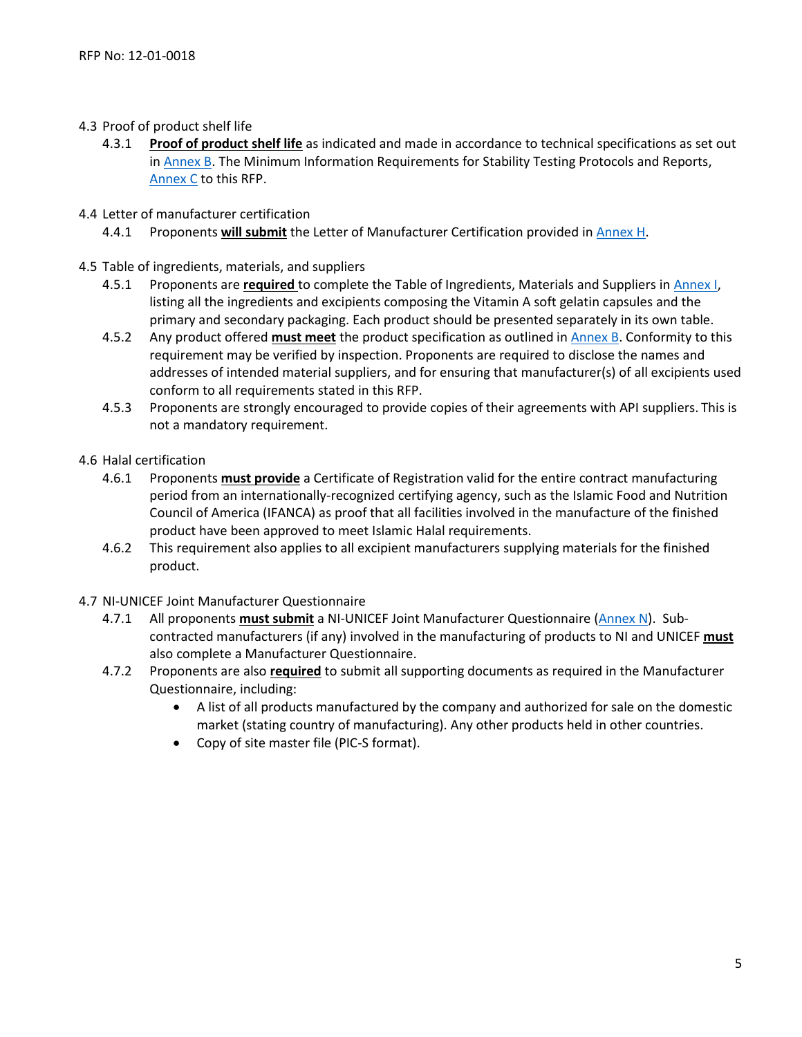## 4.3 Proof of product shelf life

4.3.1 **Proof of product shelf life** as indicated and made in accordance to technical specifications as set out in Annex B. The Minimum Information Requirements for Stability Testing Protocols and Reports, Annex C to this RFP.

## 4.4 Letter of manufacturer certification

4.4.1 Proponents **will submit** the Letter of Manufacturer Certification provided in Annex H.

## 4.5 Table of ingredients, materials, and suppliers

4.5.1 Proponents are **required** to complete the Table of Ingredients, Materials and Suppliers in Annex I, listing all the ingredients and excipients composing the Vitamin A soft gelatin capsules and the primary and secondary packaging. Each product should be presented separately in its own table.

4.5.2 Any product offered **must meet** the product specification as outlined in Annex B. Conformity to this requirement may be verified by inspection. Proponents are required to disclose the names and addresses of intended material suppliers, and for ensuring that manufacturer(s) of all excipients used conform to all requirements stated in this RFP.

4.5.3 Proponents are strongly encouraged to provide copies of their agreements with API suppliers. This is not a mandatory requirement.

## 4.6 Halal certification

4.6.1 Proponents **must provide** a Certificate of Registration valid for the entire contract manufacturing period from an internationally-recognized certifying agency, such as the Islamic Food and Nutrition Council of America (IFANCA) as proof that all facilities involved in the manufacture of the finished product have been approved to meet Islamic Halal requirements.

4.6.2 This requirement also applies to all excipient manufacturers supplying materials for the finished product.

## 4.7 NI-UNICEF Joint Manufacturer Questionnaire

4.7.1 All proponents **must submit** a NI-UNICEF Joint Manufacturer Questionnaire (Annex N). Sub-contracted manufacturers (if any) involved in the manufacturing of products to NI and UNICEF **must** also complete a Manufacturer Questionnaire.

4.7.2 Proponents are also **required** to submit all supporting documents as required in the Manufacturer Questionnaire, including:

- A list of all products manufactured by the company and authorized for sale on the domestic market (stating country of manufacturing). Any other products held in other countries.
- Copy of site master file (PIC-S format).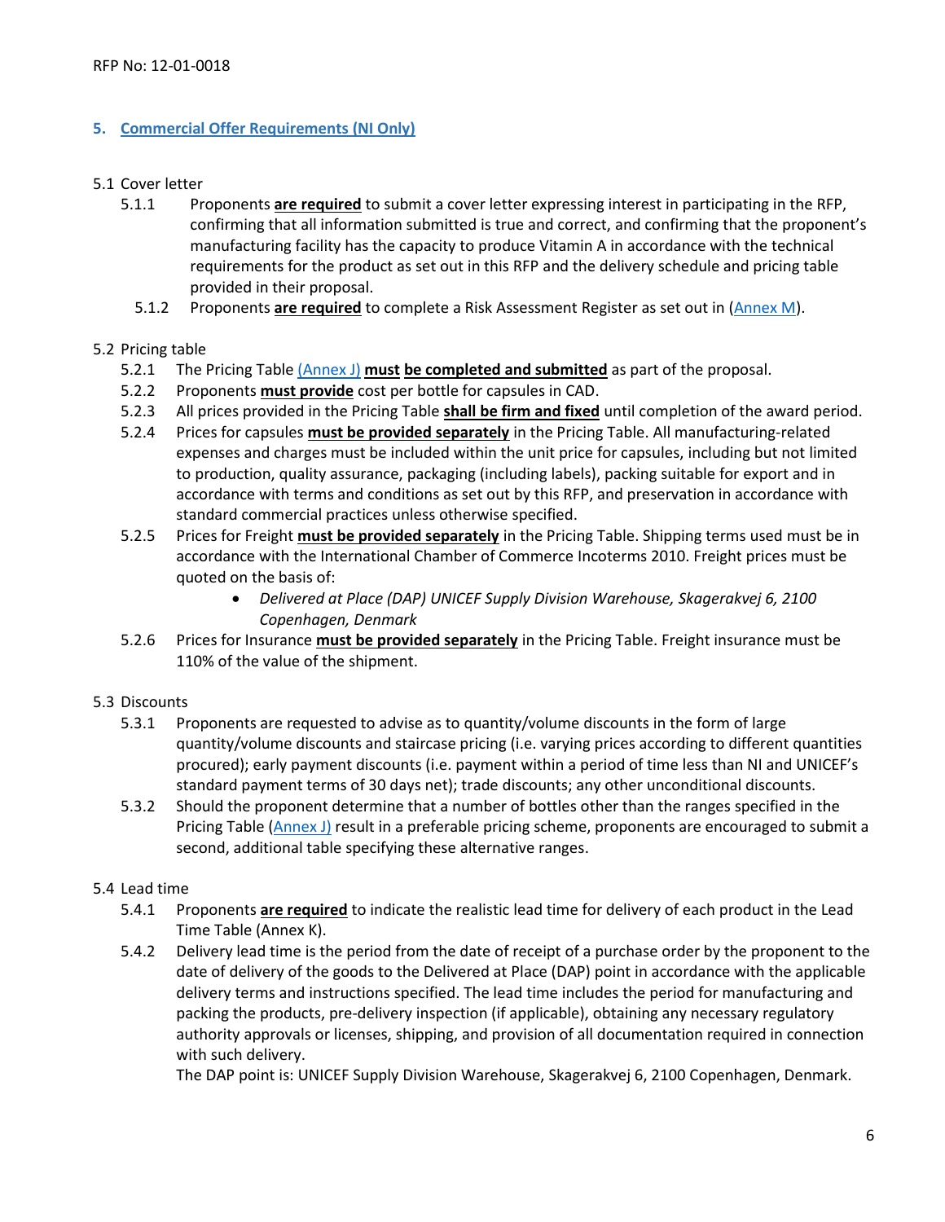## 5. Commercial Offer Requirements (NI Only)

5.1 Cover letter

5.1.1 Proponents **are required** to submit a cover letter expressing interest in participating in the RFP, confirming that all information submitted is true and correct, and confirming that the proponent's manufacturing facility has the capacity to produce Vitamin A in accordance with the technical requirements for the product as set out in this RFP and the delivery schedule and pricing table provided in their proposal.

5.1.2 Proponents **are required** to complete a Risk Assessment Register as set out in (Annex M).

5.2 Pricing table

5.2.1 The Pricing Table (Annex J) **must be completed and submitted** as part of the proposal.

5.2.2 Proponents **must provide** cost per bottle for capsules in CAD.

5.2.3 All prices provided in the Pricing Table **shall be firm and fixed** until completion of the award period.

5.2.4 Prices for capsules **must be provided separately** in the Pricing Table. All manufacturing-related expenses and charges must be included within the unit price for capsules, including but not limited to production, quality assurance, packaging (including labels), packing suitable for export and in accordance with terms and conditions as set out by this RFP, and preservation in accordance with standard commercial practices unless otherwise specified.

5.2.5 Prices for Freight **must be provided separately** in the Pricing Table. Shipping terms used must be in accordance with the International Chamber of Commerce Incoterms 2010. Freight prices must be quoted on the basis of:

- *Delivered at Place (DAP) UNICEF Supply Division Warehouse, Skagerakvej 6, 2100 Copenhagen, Denmark*

5.2.6 Prices for Insurance **must be provided separately** in the Pricing Table. Freight insurance must be 110% of the value of the shipment.

5.3 Discounts

5.3.1 Proponents are requested to advise as to quantity/volume discounts in the form of large quantity/volume discounts and staircase pricing (i.e. varying prices according to different quantities procured); early payment discounts (i.e. payment within a period of time less than NI and UNICEF's standard payment terms of 30 days net); trade discounts; any other unconditional discounts.

5.3.2 Should the proponent determine that a number of bottles other than the ranges specified in the Pricing Table (Annex J) result in a preferable pricing scheme, proponents are encouraged to submit a second, additional table specifying these alternative ranges.

5.4 Lead time

5.4.1 Proponents **are required** to indicate the realistic lead time for delivery of each product in the Lead Time Table (Annex K).

5.4.2 Delivery lead time is the period from the date of receipt of a purchase order by the proponent to the date of delivery of the goods to the Delivered at Place (DAP) point in accordance with the applicable delivery terms and instructions specified. The lead time includes the period for manufacturing and packing the products, pre-delivery inspection (if applicable), obtaining any necessary regulatory authority approvals or licenses, shipping, and provision of all documentation required in connection with such delivery.
The DAP point is: UNICEF Supply Division Warehouse, Skagerakvej 6, 2100 Copenhagen, Denmark.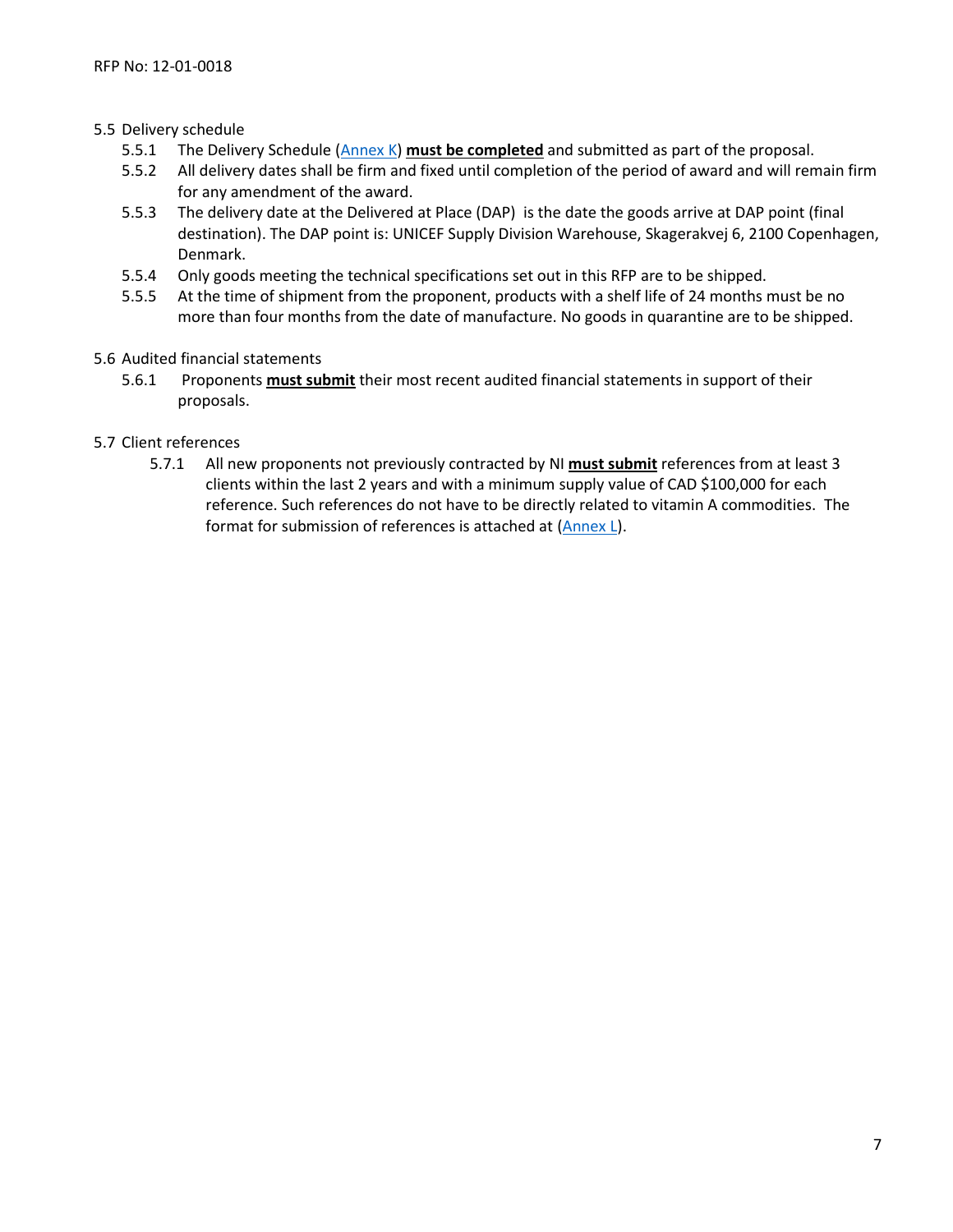5.5 Delivery schedule

5.5.1 The Delivery Schedule (Annex K) **must be completed** and submitted as part of the proposal.

5.5.2 All delivery dates shall be firm and fixed until completion of the period of award and will remain firm for any amendment of the award.

5.5.3 The delivery date at the Delivered at Place (DAP) is the date the goods arrive at DAP point (final destination). The DAP point is: UNICEF Supply Division Warehouse, Skagerakvej 6, 2100 Copenhagen, Denmark.

5.5.4 Only goods meeting the technical specifications set out in this RFP are to be shipped.

5.5.5 At the time of shipment from the proponent, products with a shelf life of 24 months must be no more than four months from the date of manufacture. No goods in quarantine are to be shipped.

5.6 Audited financial statements

5.6.1 Proponents **must submit** their most recent audited financial statements in support of their proposals.

5.7 Client references

5.7.1 All new proponents not previously contracted by NI **must submit** references from at least 3 clients within the last 2 years and with a minimum supply value of CAD $100,000 for each reference. Such references do not have to be directly related to vitamin A commodities. The format for submission of references is attached at (Annex L).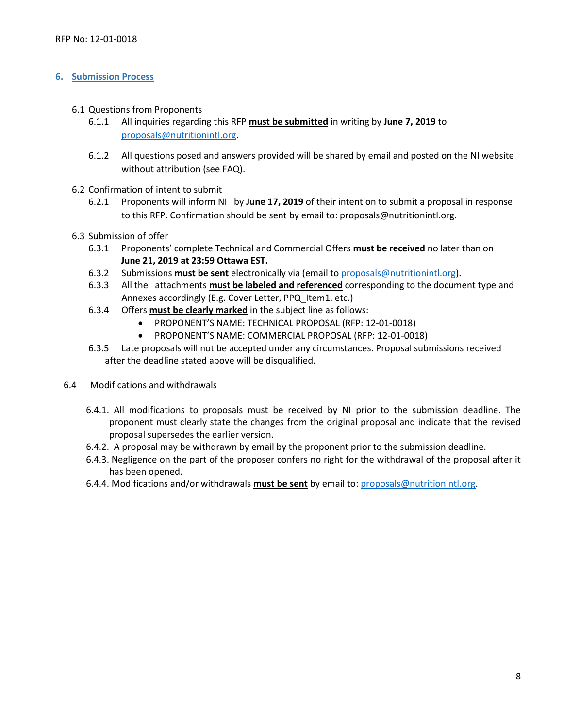## 6. Submission Process

6.1 Questions from Proponents

6.1.1 All inquiries regarding this RFP **must be submitted** in writing by **June 7, 2019** to proposals@nutritionintl.org.

6.1.2 All questions posed and answers provided will be shared by email and posted on the NI website without attribution (see FAQ).

6.2 Confirmation of intent to submit

6.2.1 Proponents will inform NI by **June 17, 2019** of their intention to submit a proposal in response to this RFP. Confirmation should be sent by email to: proposals@nutritionintl.org.

6.3 Submission of offer

6.3.1 Proponents' complete Technical and Commercial Offers **must be received** no later than on **June 21, 2019 at 23:59 Ottawa EST.**

6.3.2 Submissions **must be sent** electronically via (email to proposals@nutritionintl.org).

6.3.3 All the attachments **must be labeled and referenced** corresponding to the document type and Annexes accordingly (E.g. Cover Letter, PPQ_Item1, etc.)

6.3.4 Offers **must be clearly marked** in the subject line as follows:

- PROPONENT'S NAME: TECHNICAL PROPOSAL (RFP: 12-01-0018)
- PROPONENT'S NAME: COMMERCIAL PROPOSAL (RFP: 12-01-0018)

6.3.5 Late proposals will not be accepted under any circumstances. Proposal submissions received after the deadline stated above will be disqualified.

6.4 Modifications and withdrawals

6.4.1. All modifications to proposals must be received by NI prior to the submission deadline. The proponent must clearly state the changes from the original proposal and indicate that the revised proposal supersedes the earlier version.

6.4.2. A proposal may be withdrawn by email by the proponent prior to the submission deadline.

6.4.3. Negligence on the part of the proposer confers no right for the withdrawal of the proposal after it has been opened.

6.4.4. Modifications and/or withdrawals **must be sent** by email to: proposals@nutritionintl.org.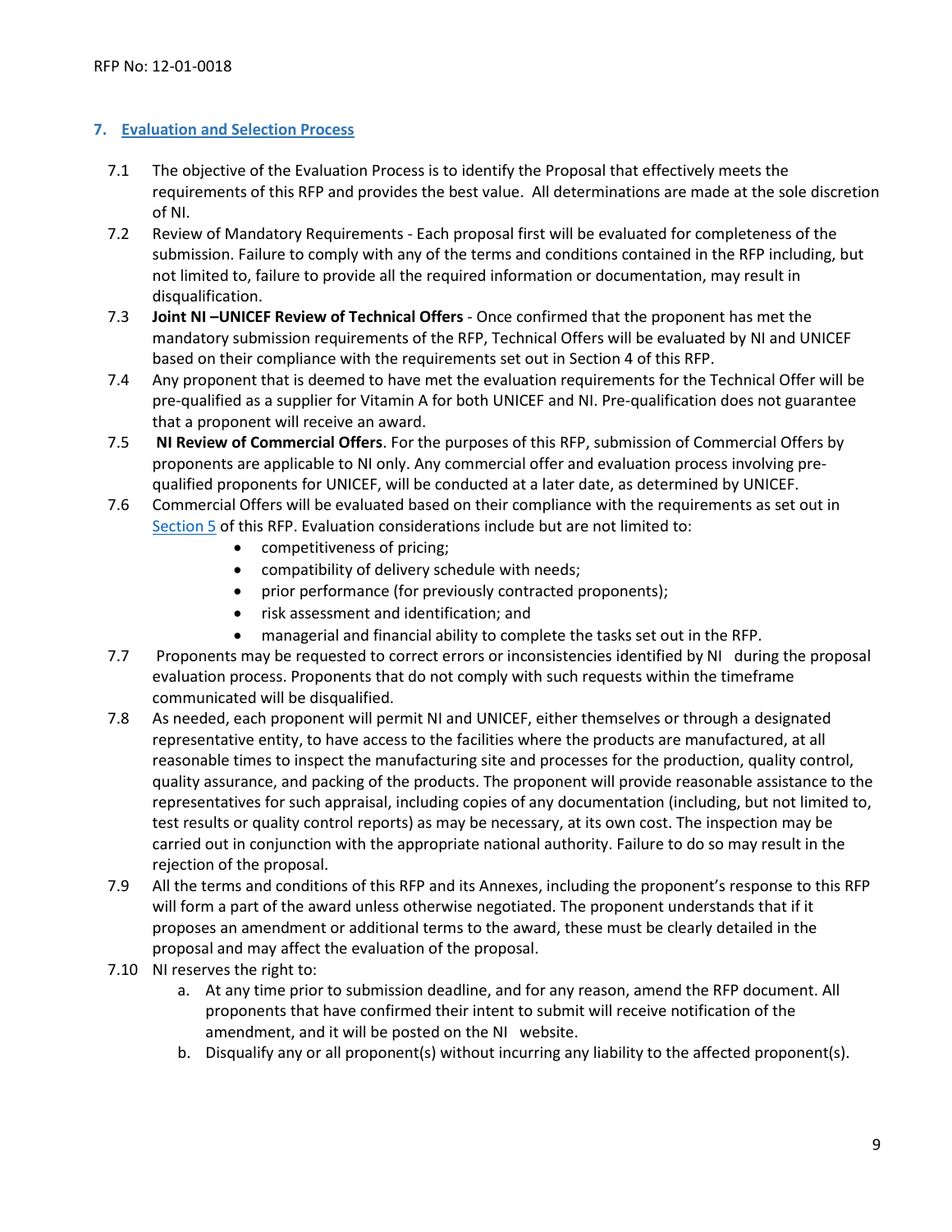## 7. Evaluation and Selection Process

7.1 The objective of the Evaluation Process is to identify the Proposal that effectively meets the requirements of this RFP and provides the best value. All determinations are made at the sole discretion of NI.

7.2 Review of Mandatory Requirements - Each proposal first will be evaluated for completeness of the submission. Failure to comply with any of the terms and conditions contained in the RFP including, but not limited to, failure to provide all the required information or documentation, may result in disqualification.

7.3 **Joint NI –UNICEF Review of Technical Offers** - Once confirmed that the proponent has met the mandatory submission requirements of the RFP, Technical Offers will be evaluated by NI and UNICEF based on their compliance with the requirements set out in Section 4 of this RFP.

7.4 Any proponent that is deemed to have met the evaluation requirements for the Technical Offer will be pre-qualified as a supplier for Vitamin A for both UNICEF and NI. Pre-qualification does not guarantee that a proponent will receive an award.

7.5 **NI Review of Commercial Offers**. For the purposes of this RFP, submission of Commercial Offers by proponents are applicable to NI only. Any commercial offer and evaluation process involving pre-qualified proponents for UNICEF, will be conducted at a later date, as determined by UNICEF.

7.6 Commercial Offers will be evaluated based on their compliance with the requirements as set out in Section 5 of this RFP. Evaluation considerations include but are not limited to:

- competitiveness of pricing;
- compatibility of delivery schedule with needs;
- prior performance (for previously contracted proponents);
- risk assessment and identification; and
- managerial and financial ability to complete the tasks set out in the RFP.

7.7 Proponents may be requested to correct errors or inconsistencies identified by NI during the proposal evaluation process. Proponents that do not comply with such requests within the timeframe communicated will be disqualified.

7.8 As needed, each proponent will permit NI and UNICEF, either themselves or through a designated representative entity, to have access to the facilities where the products are manufactured, at all reasonable times to inspect the manufacturing site and processes for the production, quality control, quality assurance, and packing of the products. The proponent will provide reasonable assistance to the representatives for such appraisal, including copies of any documentation (including, but not limited to, test results or quality control reports) as may be necessary, at its own cost. The inspection may be carried out in conjunction with the appropriate national authority. Failure to do so may result in the rejection of the proposal.

7.9 All the terms and conditions of this RFP and its Annexes, including the proponent's response to this RFP will form a part of the award unless otherwise negotiated. The proponent understands that if it proposes an amendment or additional terms to the award, these must be clearly detailed in the proposal and may affect the evaluation of the proposal.

7.10 NI reserves the right to:

a. At any time prior to submission deadline, and for any reason, amend the RFP document. All proponents that have confirmed their intent to submit will receive notification of the amendment, and it will be posted on the NI website.

b. Disqualify any or all proponent(s) without incurring any liability to the affected proponent(s).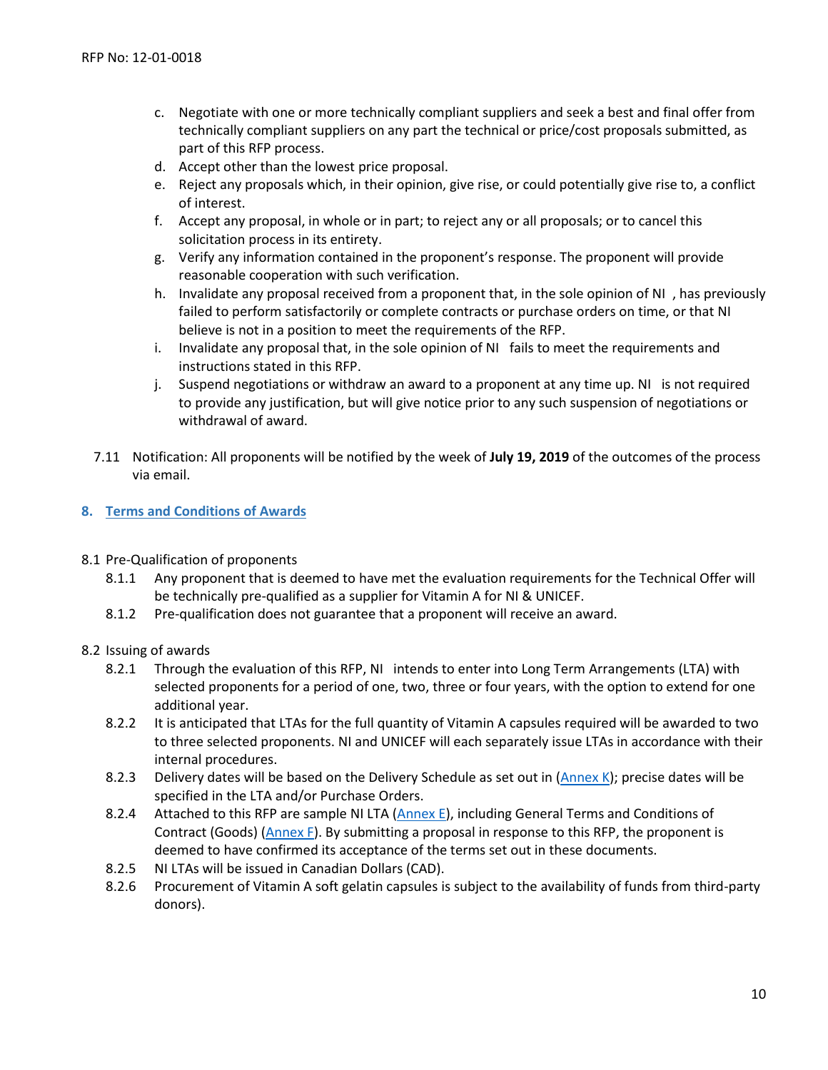c. Negotiate with one or more technically compliant suppliers and seek a best and final offer from technically compliant suppliers on any part the technical or price/cost proposals submitted, as part of this RFP process.
d. Accept other than the lowest price proposal.
e. Reject any proposals which, in their opinion, give rise, or could potentially give rise to, a conflict of interest.
f. Accept any proposal, in whole or in part; to reject any or all proposals; or to cancel this solicitation process in its entirety.
g. Verify any information contained in the proponent's response. The proponent will provide reasonable cooperation with such verification.
h. Invalidate any proposal received from a proponent that, in the sole opinion of NI , has previously failed to perform satisfactorily or complete contracts or purchase orders on time, or that NI believe is not in a position to meet the requirements of the RFP.
i. Invalidate any proposal that, in the sole opinion of NI fails to meet the requirements and instructions stated in this RFP.
j. Suspend negotiations or withdraw an award to a proponent at any time up. NI is not required to provide any justification, but will give notice prior to any such suspension of negotiations or withdrawal of award.

7.11 Notification: All proponents will be notified by the week of **July 19, 2019** of the outcomes of the process via email.

## 8. Terms and Conditions of Awards

8.1 Pre-Qualification of proponents

- 8.1.1 Any proponent that is deemed to have met the evaluation requirements for the Technical Offer will be technically pre-qualified as a supplier for Vitamin A for NI & UNICEF.
- 8.1.2 Pre-qualification does not guarantee that a proponent will receive an award.

8.2 Issuing of awards

- 8.2.1 Through the evaluation of this RFP, NI intends to enter into Long Term Arrangements (LTA) with selected proponents for a period of one, two, three or four years, with the option to extend for one additional year.
- 8.2.2 It is anticipated that LTAs for the full quantity of Vitamin A capsules required will be awarded to two to three selected proponents. NI and UNICEF will each separately issue LTAs in accordance with their internal procedures.
- 8.2.3 Delivery dates will be based on the Delivery Schedule as set out in (Annex K); precise dates will be specified in the LTA and/or Purchase Orders.
- 8.2.4 Attached to this RFP are sample NI LTA (Annex E), including General Terms and Conditions of Contract (Goods) (Annex F). By submitting a proposal in response to this RFP, the proponent is deemed to have confirmed its acceptance of the terms set out in these documents.
- 8.2.5 NI LTAs will be issued in Canadian Dollars (CAD).
- 8.2.6 Procurement of Vitamin A soft gelatin capsules is subject to the availability of funds from third-party donors).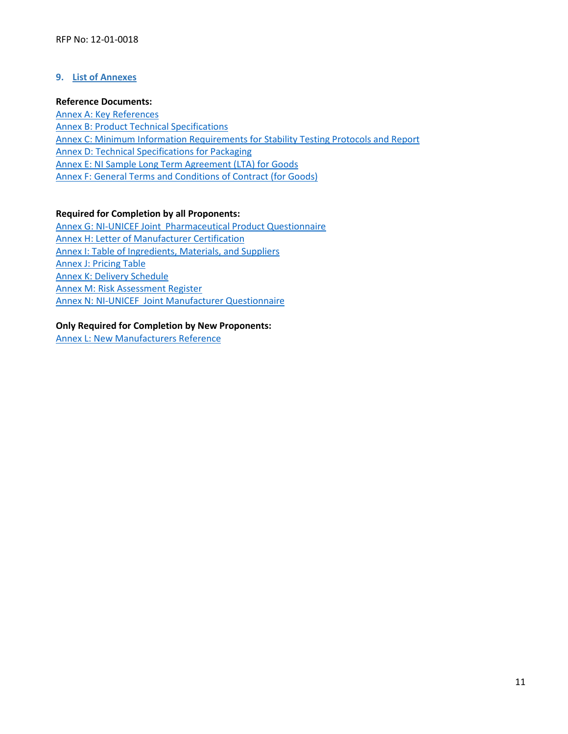## 9. List of Annexes

**Reference Documents:**

Annex A: Key References
Annex B: Product Technical Specifications
Annex C: Minimum Information Requirements for Stability Testing Protocols and Report
Annex D: Technical Specifications for Packaging
Annex E: NI Sample Long Term Agreement (LTA) for Goods
Annex F: General Terms and Conditions of Contract (for Goods)

**Required for Completion by all Proponents:**

Annex G: NI-UNICEF Joint Pharmaceutical Product Questionnaire
Annex H: Letter of Manufacturer Certification
Annex I: Table of Ingredients, Materials, and Suppliers
Annex J: Pricing Table
Annex K: Delivery Schedule
Annex M: Risk Assessment Register
Annex N: NI-UNICEF Joint Manufacturer Questionnaire

**Only Required for Completion by New Proponents:**

Annex L: New Manufacturers Reference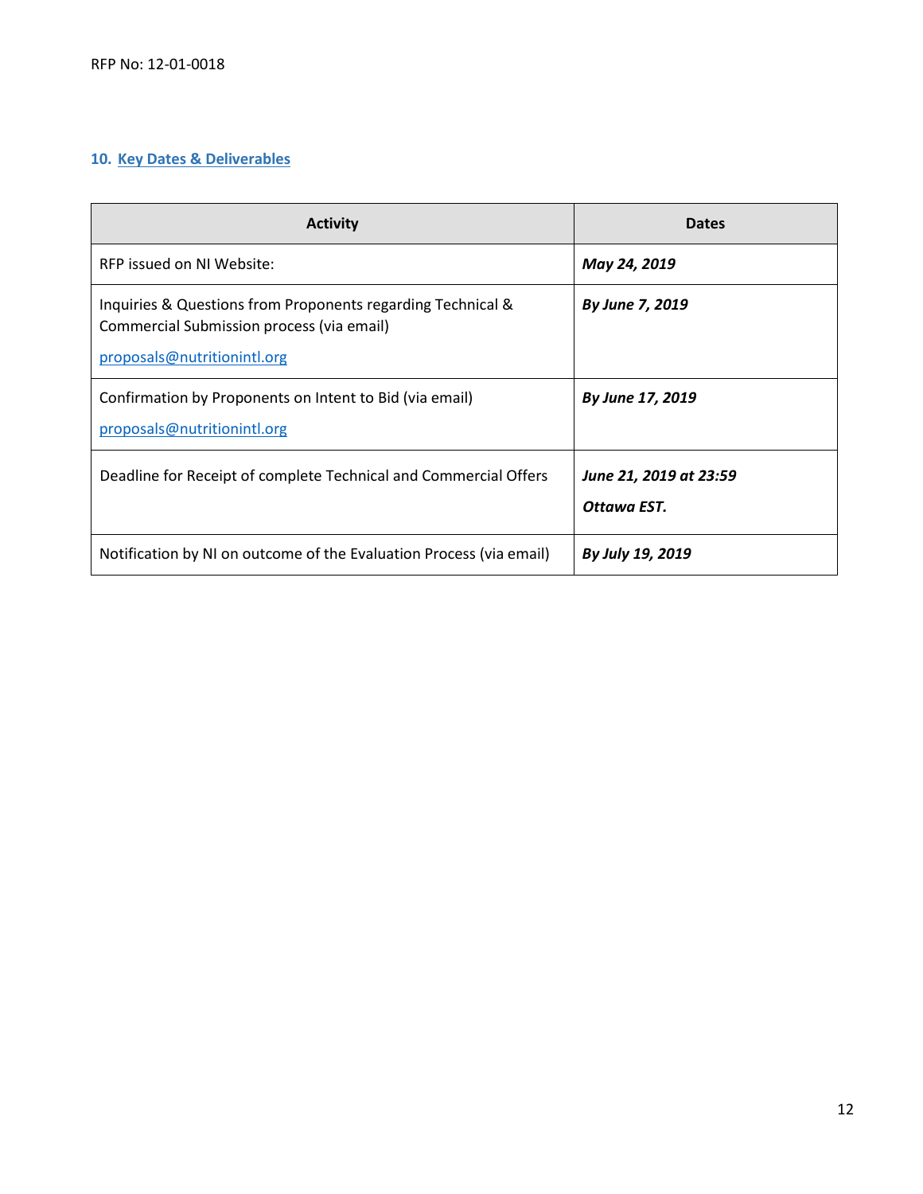## 10. Key Dates & Deliverables

| Activity | Dates |
| --- | --- |
| RFP issued on NI Website: | ***May 24, 2019*** |
| Inquiries & Questions from Proponents regarding Technical & Commercial Submission process (via email) proposals@nutritionintl.org | ***By June 7, 2019*** |
| Confirmation by Proponents on Intent to Bid (via email) proposals@nutritionintl.org | ***By June 17, 2019*** |
| Deadline for Receipt of complete Technical and Commercial Offers | ***June 21, 2019 at 23:59 Ottawa EST.*** |
| Notification by NI on outcome of the Evaluation Process (via email) | ***By July 19, 2019*** |